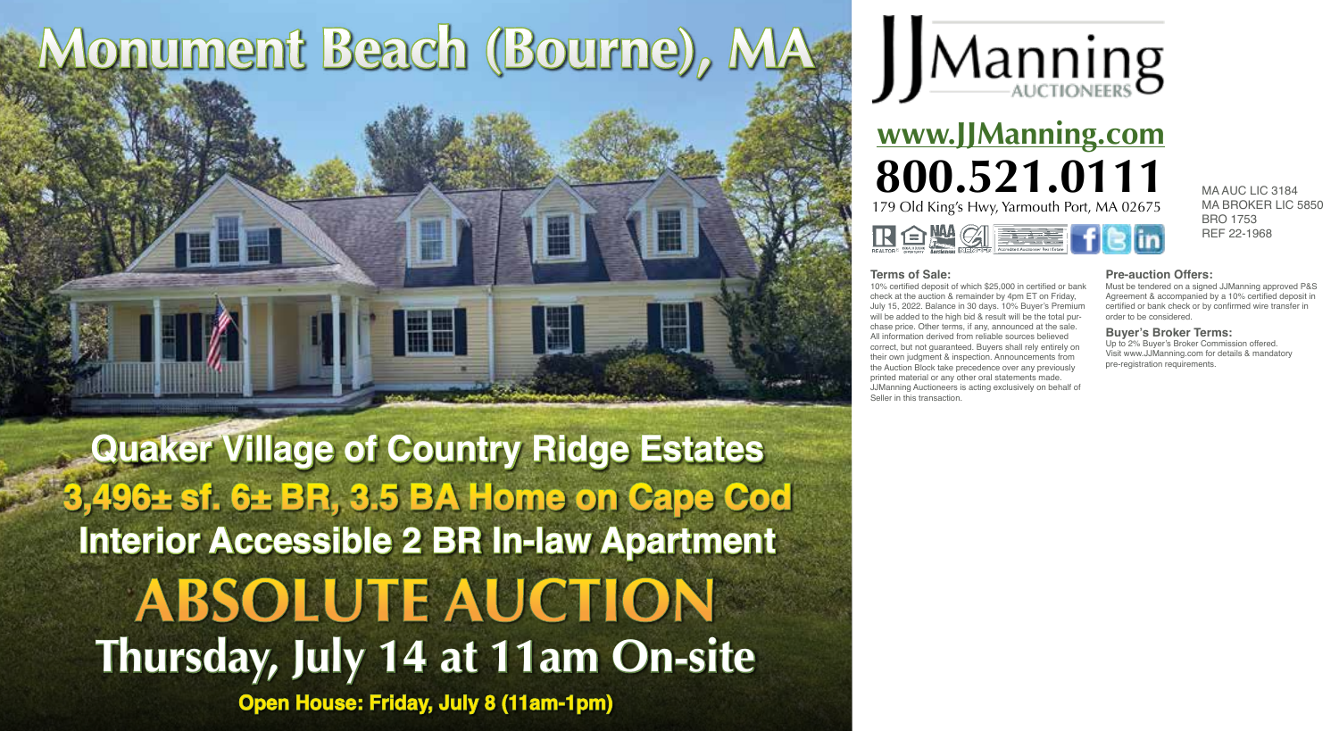# Monument Beach (Bourne), MA

## Quaker Village of Country Ridge Estates

## 3,496± sf. 6± BR, 3.5 BA Home on Cape Cod

## Interior Accessible 2 BR In-law Apartment

# ABSOLUTE AUCTION

## Thursday, July 14 at 11am On-site

**Open House: Friday, July 8 (11am-1pm)**

JJManning AUCTIONEERS

**www.JJManning.com**

**800.521.0111**

179 Old King's Hwy, Yarmouth Port, MA 02675

MA AUC LIC 3184
MA BROKER LIC 5850
BRO 1753
REF 22-1968

**Terms of Sale:**
10% certified deposit of which $25,000 in certified or bank check at the auction & remainder by 4pm ET on Friday, July 15, 2022. Balance in 30 days. 10% Buyer's Premium will be added to the high bid & result will be the total purchase price. Other terms, if any, announced at the sale. All information derived from reliable sources believed correct, but not guaranteed. Buyers shall rely entirely on their own judgment & inspection. Announcements from the Auction Block take precedence over any previously printed material or any other oral statements made. JJManning Auctioneers is acting exclusively on behalf of Seller in this transaction.

**Pre-auction Offers:**
Must be tendered on a signed JJManning approved P&S Agreement & accompanied by a 10% certified deposit in certified or bank check or by confirmed wire transfer in order to be considered.

**Buyer's Broker Terms:**
Up to 2% Buyer's Broker Commission offered. Visit www.JJManning.com for details & mandatory pre-registration requirements.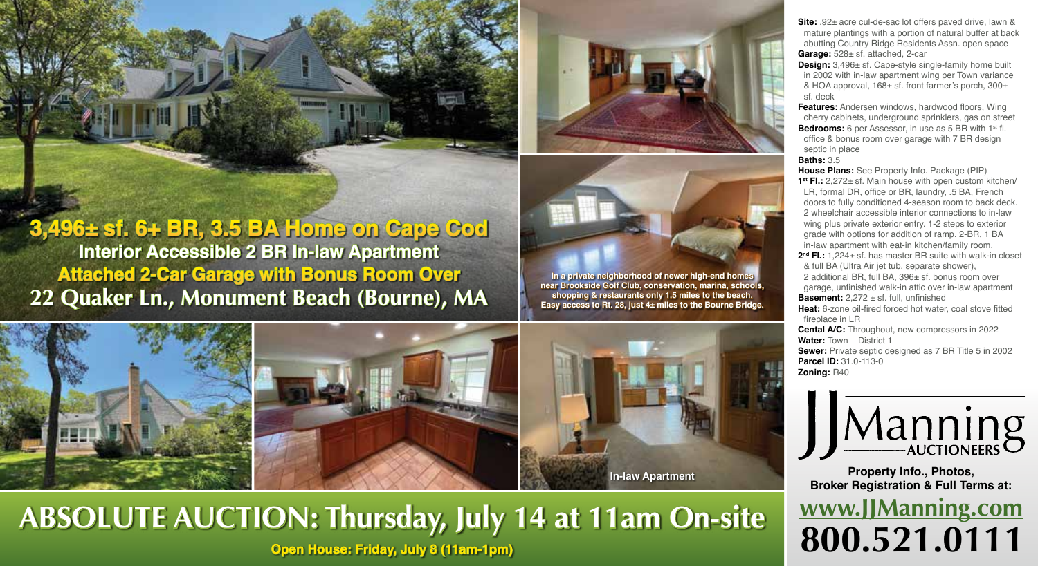# 3,496± sf. 6+ BR, 3.5 BA Home on Cape Cod

## Interior Accessible 2 BR In-law Apartment

## Attached 2-Car Garage with Bonus Room Over

## 22 Quaker Ln., Monument Beach (Bourne), MA

**In a private neighborhood of newer high-end homes near Brookside Golf Club, conservation, marina, schools, shopping & restaurants only 1.5 miles to the beach. Easy access to Rt. 28, just 4± miles to the Bourne Bridge.**

In-law Apartment

**Site:** .92± acre cul-de-sac lot offers paved drive, lawn & mature plantings with a portion of natural buffer at back abutting Country Ridge Residents Assn. open space

**Garage:** 528± sf. attached, 2-car

**Design:** 3,496± sf. Cape-style single-family home built in 2002 with in-law apartment wing per Town variance & HOA approval, 168± sf. front farmer's porch, 300± sf. deck

**Features:** Andersen windows, hardwood floors, Wing cherry cabinets, underground sprinklers, gas on street

**Bedrooms:** 6 per Assessor, in use as 5 BR with 1st fl. office & bonus room over garage with 7 BR design septic in place

**Baths:** 3.5

**House Plans:** See Property Info. Package (PIP)

**1st Fl.:** 2,272± sf. Main house with open custom kitchen/ LR, formal DR, office or BR, laundry, .5 BA, French doors to fully conditioned 4-season room to back deck. 2 wheelchair accessible interior connections to in-law wing plus private exterior entry. 1-2 steps to exterior grade with options for addition of ramp. 2-BR, 1 BA in-law apartment with eat-in kitchen/family room.

**2nd Fl.:** 1,224± sf. has master BR suite with walk-in closet & full BA (Ultra Air jet tub, separate shower), 2 additional BR, full BA, 396± sf. bonus room over garage, unfinished walk-in attic over in-law apartment

**Basement:** 2,272 ± sf. full, unfinished

**Heat:** 6-zone oil-fired forced hot water, coal stove fitted fireplace in LR

**Cental A/C:** Throughout, new compressors in 2022

**Water:** Town – District 1

**Sewer:** Private septic designed as 7 BR Title 5 in 2002

**Parcel ID:** 31.0-113-0

**Zoning:** R40

JJManning AUCTIONEERS

**Property Info., Photos, Broker Registration & Full Terms at:**

**www.JJManning.com**

**800.521.0111**

# ABSOLUTE AUCTION: Thursday, July 14 at 11am On-site

**Open House: Friday, July 8 (11am-1pm)**